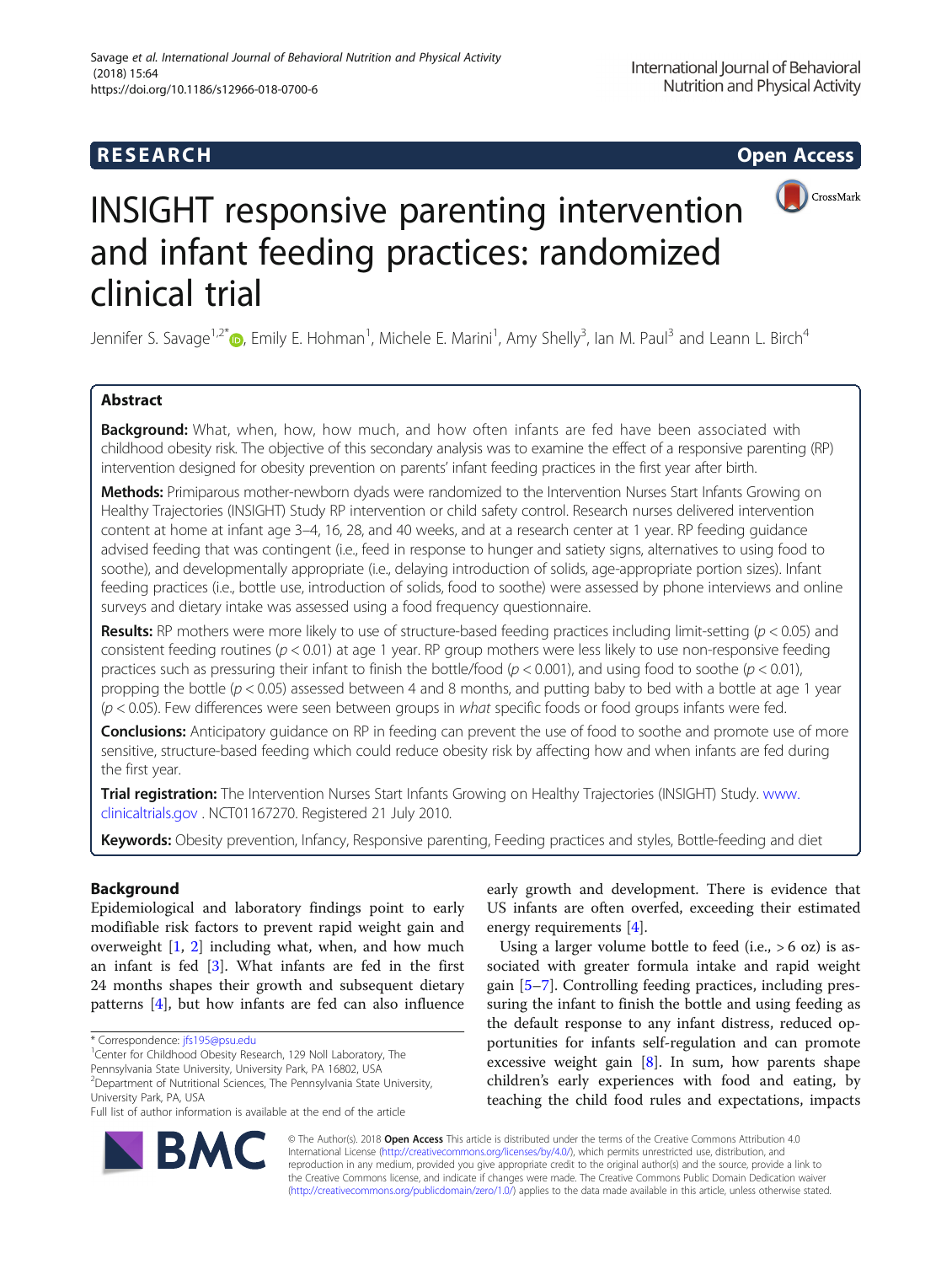# RESEARCH

# INSIGHT responsive parenting intervention and infant feeding practices: randomized clinical trial

Jennifer S. Savage[1,2*], Emily E. Hohman[1], Michele E. Marini[1], Amy Shelly[3], Ian M. Paul[3] and Leann L. Birch[4]

## Abstract

**Background:** What, when, how, how much, and how often infants are fed have been associated with childhood obesity risk. The objective of this secondary analysis was to examine the effect of a responsive parenting (RP) intervention designed for obesity prevention on parents' infant feeding practices in the first year after birth.

**Methods:** Primiparous mother-newborn dyads were randomized to the Intervention Nurses Start Infants Growing on Healthy Trajectories (INSIGHT) Study RP intervention or child safety control. Research nurses delivered intervention content at home at infant age 3–4, 16, 28, and 40 weeks, and at a research center at 1 year. RP feeding guidance advised feeding that was contingent (i.e., feed in response to hunger and satiety signs, alternatives to using food to soothe), and developmentally appropriate (i.e., delaying introduction of solids, age-appropriate portion sizes). Infant feeding practices (i.e., bottle use, introduction of solids, food to soothe) were assessed by phone interviews and online surveys and dietary intake was assessed using a food frequency questionnaire.

**Results:** RP mothers were more likely to use of structure-based feeding practices including limit-setting ($p < 0.05$) and consistent feeding routines ($p < 0.01$) at age 1 year. RP group mothers were less likely to use non-responsive feeding practices such as pressuring their infant to finish the bottle/food ($p < 0.001$), and using food to soothe ($p < 0.01$), propping the bottle ($p < 0.05$) assessed between 4 and 8 months, and putting baby to bed with a bottle at age 1 year ($p < 0.05$). Few differences were seen between groups in *what* specific foods or food groups infants were fed.

**Conclusions:** Anticipatory guidance on RP in feeding can prevent the use of food to soothe and promote use of more sensitive, structure-based feeding which could reduce obesity risk by affecting how and when infants are fed during the first year.

**Trial registration:** The Intervention Nurses Start Infants Growing on Healthy Trajectories (INSIGHT) Study. www.clinicaltrials.gov . NCT01167270. Registered 21 July 2010.

**Keywords:** Obesity prevention, Infancy, Responsive parenting, Feeding practices and styles, Bottle-feeding and diet

## Background

Epidemiological and laboratory findings point to early modifiable risk factors to prevent rapid weight gain and overweight [1, 2] including what, when, and how much an infant is fed [3]. What infants are fed in the first 24 months shapes their growth and subsequent dietary patterns [4], but how infants are fed can also influence early growth and development. There is evidence that US infants are often overfed, exceeding their estimated energy requirements [4].

Using a larger volume bottle to feed (i.e., > 6 oz) is associated with greater formula intake and rapid weight gain [5–7]. Controlling feeding practices, including pressuring the infant to finish the bottle and using feeding as the default response to any infant distress, reduced opportunities for infants self-regulation and can promote excessive weight gain [8]. In sum, how parents shape children's early experiences with food and eating, by teaching the child food rules and expectations, impacts

\* Correspondence: jfs195@psu.edu

[1]Center for Childhood Obesity Research, 129 Noll Laboratory, The Pennsylvania State University, University Park, PA 16802, USA

[2]Department of Nutritional Sciences, The Pennsylvania State University, University Park, PA, USA

Full list of author information is available at the end of the article

© The Author(s). 2018 **Open Access** This article is distributed under the terms of the Creative Commons Attribution 4.0 International License (http://creativecommons.org/licenses/by/4.0/), which permits unrestricted use, distribution, and reproduction in any medium, provided you give appropriate credit to the original author(s) and the source, provide a link to the Creative Commons license, and indicate if changes were made. The Creative Commons Public Domain Dedication waiver (http://creativecommons.org/publicdomain/zero/1.0/) applies to the data made available in this article, unless otherwise stated.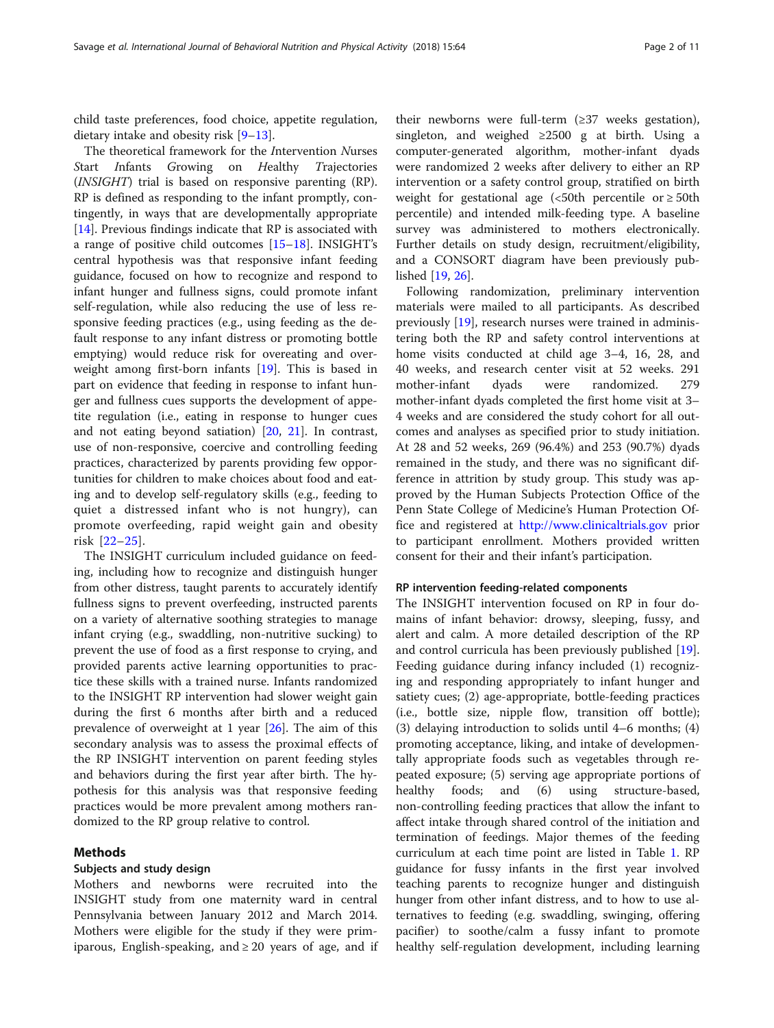child taste preferences, food choice, appetite regulation, dietary intake and obesity risk [9–13].

The theoretical framework for the *I*ntervention *N*urses *S*tart *I*nfants *G*rowing on *H*ealthy *T*rajectories (*INSIGHT*) trial is based on responsive parenting (RP). RP is defined as responding to the infant promptly, contingently, in ways that are developmentally appropriate [14]. Previous findings indicate that RP is associated with a range of positive child outcomes [15–18]. INSIGHT's central hypothesis was that responsive infant feeding guidance, focused on how to recognize and respond to infant hunger and fullness signs, could promote infant self-regulation, while also reducing the use of less responsive feeding practices (e.g., using feeding as the default response to any infant distress or promoting bottle emptying) would reduce risk for overeating and overweight among first-born infants [19]. This is based in part on evidence that feeding in response to infant hunger and fullness cues supports the development of appetite regulation (i.e., eating in response to hunger cues and not eating beyond satiation) [20, 21]. In contrast, use of non-responsive, coercive and controlling feeding practices, characterized by parents providing few opportunities for children to make choices about food and eating and to develop self-regulatory skills (e.g., feeding to quiet a distressed infant who is not hungry), can promote overfeeding, rapid weight gain and obesity risk [22–25].

The INSIGHT curriculum included guidance on feeding, including how to recognize and distinguish hunger from other distress, taught parents to accurately identify fullness signs to prevent overfeeding, instructed parents on a variety of alternative soothing strategies to manage infant crying (e.g., swaddling, non-nutritive sucking) to prevent the use of food as a first response to crying, and provided parents active learning opportunities to practice these skills with a trained nurse. Infants randomized to the INSIGHT RP intervention had slower weight gain during the first 6 months after birth and a reduced prevalence of overweight at 1 year [26]. The aim of this secondary analysis was to assess the proximal effects of the RP INSIGHT intervention on parent feeding styles and behaviors during the first year after birth. The hypothesis for this analysis was that responsive feeding practices would be more prevalent among mothers randomized to the RP group relative to control.

## Methods

### Subjects and study design

Mothers and newborns were recruited into the INSIGHT study from one maternity ward in central Pennsylvania between January 2012 and March 2014. Mothers were eligible for the study if they were primiparous, English-speaking, and ≥ 20 years of age, and if their newborns were full-term (≥37 weeks gestation), singleton, and weighed ≥2500 g at birth. Using a computer-generated algorithm, mother-infant dyads were randomized 2 weeks after delivery to either an RP intervention or a safety control group, stratified on birth weight for gestational age (<50th percentile or ≥ 50th percentile) and intended milk-feeding type. A baseline survey was administered to mothers electronically. Further details on study design, recruitment/eligibility, and a CONSORT diagram have been previously published [19, 26].

Following randomization, preliminary intervention materials were mailed to all participants. As described previously [19], research nurses were trained in administering both the RP and safety control interventions at home visits conducted at child age 3–4, 16, 28, and 40 weeks, and research center visit at 52 weeks. 291 mother-infant dyads were randomized. 279 mother-infant dyads completed the first home visit at 3–4 weeks and are considered the study cohort for all outcomes and analyses as specified prior to study initiation. At 28 and 52 weeks, 269 (96.4%) and 253 (90.7%) dyads remained in the study, and there was no significant difference in attrition by study group. This study was approved by the Human Subjects Protection Office of the Penn State College of Medicine's Human Protection Office and registered at http://www.clinicaltrials.gov prior to participant enrollment. Mothers provided written consent for their and their infant's participation.

### RP intervention feeding-related components

The INSIGHT intervention focused on RP in four domains of infant behavior: drowsy, sleeping, fussy, and alert and calm. A more detailed description of the RP and control curricula has been previously published [19]. Feeding guidance during infancy included (1) recognizing and responding appropriately to infant hunger and satiety cues; (2) age-appropriate, bottle-feeding practices (i.e., bottle size, nipple flow, transition off bottle); (3) delaying introduction to solids until 4–6 months; (4) promoting acceptance, liking, and intake of developmentally appropriate foods such as vegetables through repeated exposure; (5) serving age appropriate portions of healthy foods; and (6) using structure-based, non-controlling feeding practices that allow the infant to affect intake through shared control of the initiation and termination of feedings. Major themes of the feeding curriculum at each time point are listed in Table 1. RP guidance for fussy infants in the first year involved teaching parents to recognize hunger and distinguish hunger from other infant distress, and to how to use alternatives to feeding (e.g. swaddling, swinging, offering pacifier) to soothe/calm a fussy infant to promote healthy self-regulation development, including learning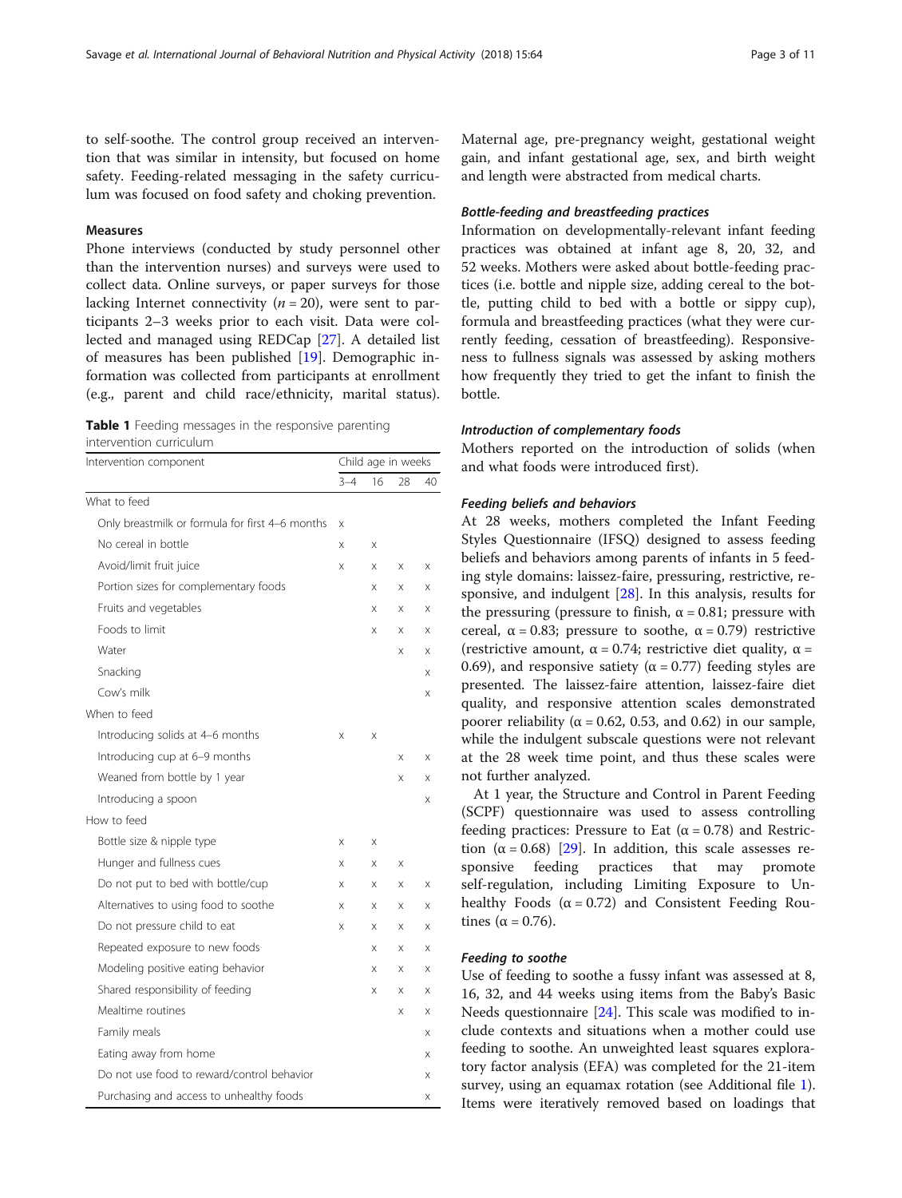to self-soothe. The control group received an intervention that was similar in intensity, but focused on home safety. Feeding-related messaging in the safety curriculum was focused on food safety and choking prevention.

## Measures

Phone interviews (conducted by study personnel other than the intervention nurses) and surveys were used to collect data. Online surveys, or paper surveys for those lacking Internet connectivity ($n = 20$), were sent to participants 2–3 weeks prior to each visit. Data were collected and managed using REDCap [27]. A detailed list of measures has been published [19]. Demographic information was collected from participants at enrollment (e.g., parent and child race/ethnicity, marital status).

**Table 1** Feeding messages in the responsive parenting intervention curriculum

| Intervention component | Child age in weeks | | | |
|---|---|---|---|---|
| | 3–4 | 16 | 28 | 40 |
| What to feed | | | | |
| Only breastmilk or formula for first 4–6 months | x | | | |
| No cereal in bottle | x | x | | |
| Avoid/limit fruit juice | x | x | x | x |
| Portion sizes for complementary foods | | x | x | x |
| Fruits and vegetables | | x | x | x |
| Foods to limit | | x | x | x |
| Water | | | x | x |
| Snacking | | | | x |
| Cow's milk | | | | x |
| When to feed | | | | |
| Introducing solids at 4–6 months | x | x | | |
| Introducing cup at 6–9 months | | | x | x |
| Weaned from bottle by 1 year | | | x | x |
| Introducing a spoon | | | | x |
| How to feed | | | | |
| Bottle size & nipple type | x | x | | |
| Hunger and fullness cues | x | x | x | |
| Do not put to bed with bottle/cup | x | x | x | x |
| Alternatives to using food to soothe | x | x | x | x |
| Do not pressure child to eat | x | x | x | x |
| Repeated exposure to new foods | | x | x | x |
| Modeling positive eating behavior | | x | x | x |
| Shared responsibility of feeding | | x | x | x |
| Mealtime routines | | | x | x |
| Family meals | | | | x |
| Eating away from home | | | | x |
| Do not use food to reward/control behavior | | | | x |
| Purchasing and access to unhealthy foods | | | | x |

Maternal age, pre-pregnancy weight, gestational weight gain, and infant gestational age, sex, and birth weight and length were abstracted from medical charts.

### *Bottle-feeding and breastfeeding practices*

Information on developmentally-relevant infant feeding practices was obtained at infant age 8, 20, 32, and 52 weeks. Mothers were asked about bottle-feeding practices (i.e. bottle and nipple size, adding cereal to the bottle, putting child to bed with a bottle or sippy cup), formula and breastfeeding practices (what they were currently feeding, cessation of breastfeeding). Responsiveness to fullness signals was assessed by asking mothers how frequently they tried to get the infant to finish the bottle.

### *Introduction of complementary foods*

Mothers reported on the introduction of solids (when and what foods were introduced first).

### *Feeding beliefs and behaviors*

At 28 weeks, mothers completed the Infant Feeding Styles Questionnaire (IFSQ) designed to assess feeding beliefs and behaviors among parents of infants in 5 feeding style domains: laissez-faire, pressuring, restrictive, responsive, and indulgent [28]. In this analysis, results for the pressuring (pressure to finish, $\alpha = 0.81$; pressure with cereal, $\alpha = 0.83$; pressure to soothe, $\alpha = 0.79$) restrictive (restrictive amount, $\alpha = 0.74$; restrictive diet quality, $\alpha = 0.69$), and responsive satiety ($\alpha = 0.77$) feeding styles are presented. The laissez-faire attention, laissez-faire diet quality, and responsive attention scales demonstrated poorer reliability ($\alpha = 0.62$, 0.53, and 0.62) in our sample, while the indulgent subscale questions were not relevant at the 28 week time point, and thus these scales were not further analyzed.

At 1 year, the Structure and Control in Parent Feeding (SCPF) questionnaire was used to assess controlling feeding practices: Pressure to Eat ($\alpha = 0.78$) and Restriction ($\alpha = 0.68$) [29]. In addition, this scale assesses responsive feeding practices that may promote self-regulation, including Limiting Exposure to Unhealthy Foods ($\alpha = 0.72$) and Consistent Feeding Routines ($\alpha = 0.76$).

### *Feeding to soothe*

Use of feeding to soothe a fussy infant was assessed at 8, 16, 32, and 44 weeks using items from the Baby's Basic Needs questionnaire [24]. This scale was modified to include contexts and situations when a mother could use feeding to soothe. An unweighted least squares exploratory factor analysis (EFA) was completed for the 21-item survey, using an equamax rotation (see Additional file 1). Items were iteratively removed based on loadings that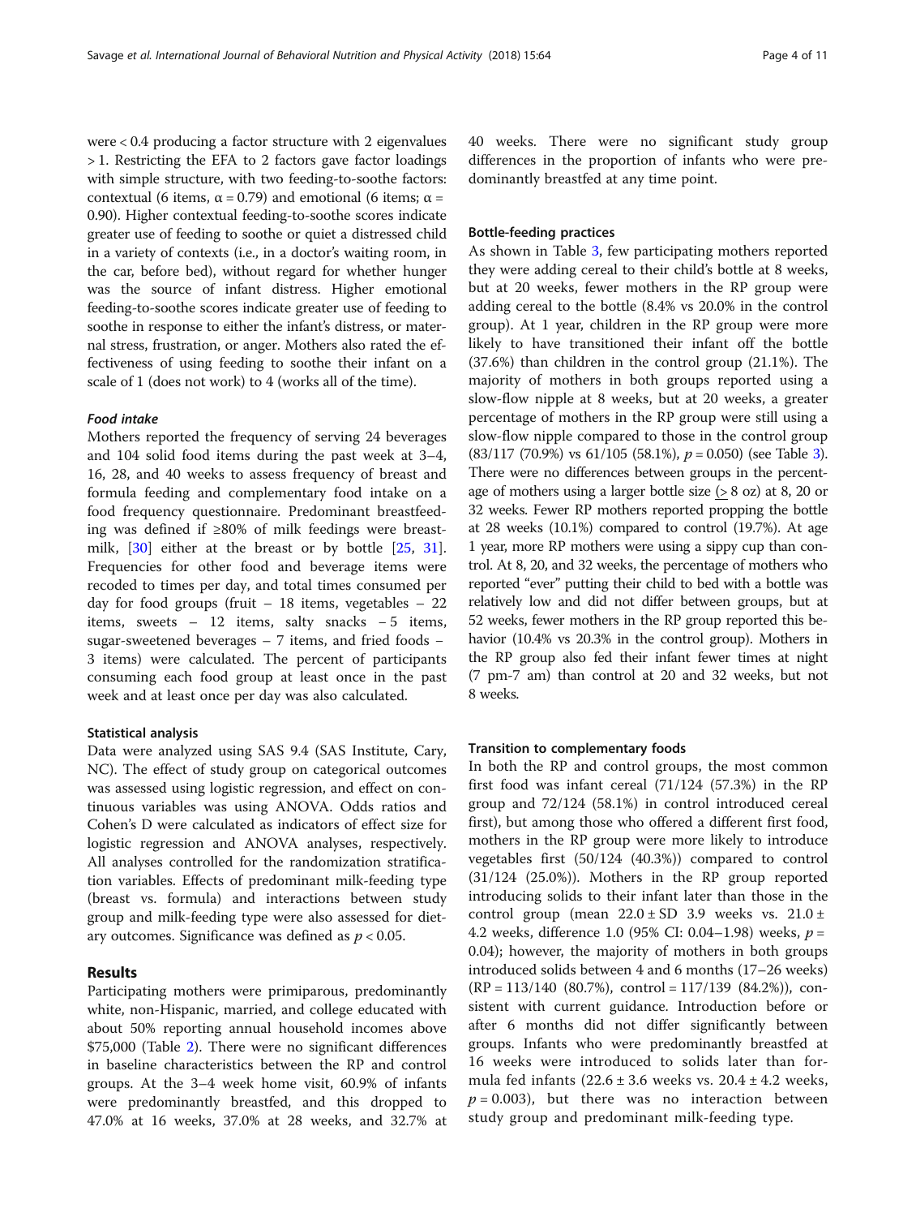were < 0.4 producing a factor structure with 2 eigenvalues > 1. Restricting the EFA to 2 factors gave factor loadings with simple structure, with two feeding-to-soothe factors: contextual (6 items, $\alpha = 0.79$) and emotional (6 items; $\alpha = 0.90$). Higher contextual feeding-to-soothe scores indicate greater use of feeding to soothe or quiet a distressed child in a variety of contexts (i.e., in a doctor's waiting room, in the car, before bed), without regard for whether hunger was the source of infant distress. Higher emotional feeding-to-soothe scores indicate greater use of feeding to soothe in response to either the infant's distress, or maternal stress, frustration, or anger. Mothers also rated the effectiveness of using feeding to soothe their infant on a scale of 1 (does not work) to 4 (works all of the time).

#### *Food intake*

Mothers reported the frequency of serving 24 beverages and 104 solid food items during the past week at 3–4, 16, 28, and 40 weeks to assess frequency of breast and formula feeding and complementary food intake on a food frequency questionnaire. Predominant breastfeeding was defined if ≥80% of milk feedings were breastmilk, [30] either at the breast or by bottle [25, 31]. Frequencies for other food and beverage items were recoded to times per day, and total times consumed per day for food groups (fruit – 18 items, vegetables – 22 items, sweets – 12 items, salty snacks – 5 items, sugar-sweetened beverages – 7 items, and fried foods – 3 items) were calculated. The percent of participants consuming each food group at least once in the past week and at least once per day was also calculated.

### Statistical analysis

Data were analyzed using SAS 9.4 (SAS Institute, Cary, NC). The effect of study group on categorical outcomes was assessed using logistic regression, and effect on continuous variables was using ANOVA. Odds ratios and Cohen's D were calculated as indicators of effect size for logistic regression and ANOVA analyses, respectively. All analyses controlled for the randomization stratification variables. Effects of predominant milk-feeding type (breast vs. formula) and interactions between study group and milk-feeding type were also assessed for dietary outcomes. Significance was defined as $p < 0.05$.

## Results

Participating mothers were primiparous, predominantly white, non-Hispanic, married, and college educated with about 50% reporting annual household incomes above $75,000 (Table 2). There were no significant differences in baseline characteristics between the RP and control groups. At the 3–4 week home visit, 60.9% of infants were predominantly breastfed, and this dropped to 47.0% at 16 weeks, 37.0% at 28 weeks, and 32.7% at 40 weeks. There were no significant study group differences in the proportion of infants who were predominantly breastfed at any time point.

### Bottle-feeding practices

As shown in Table 3, few participating mothers reported they were adding cereal to their child's bottle at 8 weeks, but at 20 weeks, fewer mothers in the RP group were adding cereal to the bottle (8.4% vs 20.0% in the control group). At 1 year, children in the RP group were more likely to have transitioned their infant off the bottle (37.6%) than children in the control group (21.1%). The majority of mothers in both groups reported using a slow-flow nipple at 8 weeks, but at 20 weeks, a greater percentage of mothers in the RP group were still using a slow-flow nipple compared to those in the control group (83/117 (70.9%) vs 61/105 (58.1%), $p = 0.050$) (see Table 3). There were no differences between groups in the percentage of mothers using a larger bottle size (≥ 8 oz) at 8, 20 or 32 weeks. Fewer RP mothers reported propping the bottle at 28 weeks (10.1%) compared to control (19.7%). At age 1 year, more RP mothers were using a sippy cup than control. At 8, 20, and 32 weeks, the percentage of mothers who reported "ever" putting their child to bed with a bottle was relatively low and did not differ between groups, but at 52 weeks, fewer mothers in the RP group reported this behavior (10.4% vs 20.3% in the control group). Mothers in the RP group also fed their infant fewer times at night (7 pm-7 am) than control at 20 and 32 weeks, but not 8 weeks.

### Transition to complementary foods

In both the RP and control groups, the most common first food was infant cereal (71/124 (57.3%) in the RP group and 72/124 (58.1%) in control introduced cereal first), but among those who offered a different first food, mothers in the RP group were more likely to introduce vegetables first (50/124 (40.3%)) compared to control (31/124 (25.0%)). Mothers in the RP group reported introducing solids to their infant later than those in the control group (mean $22.0 \pm$ SD 3.9 weeks vs. $21.0 \pm 4.2$ weeks, difference 1.0 (95% CI: 0.04–1.98) weeks, $p = 0.04$); however, the majority of mothers in both groups introduced solids between 4 and 6 months (17–26 weeks) (RP = 113/140 (80.7%), control = 117/139 (84.2%)), consistent with current guidance. Introduction before or after 6 months did not differ significantly between groups. Infants who were predominantly breastfed at 16 weeks were introduced to solids later than formula fed infants ($22.6 \pm 3.6$ weeks vs. $20.4 \pm 4.2$ weeks, $p = 0.003$), but there was no interaction between study group and predominant milk-feeding type.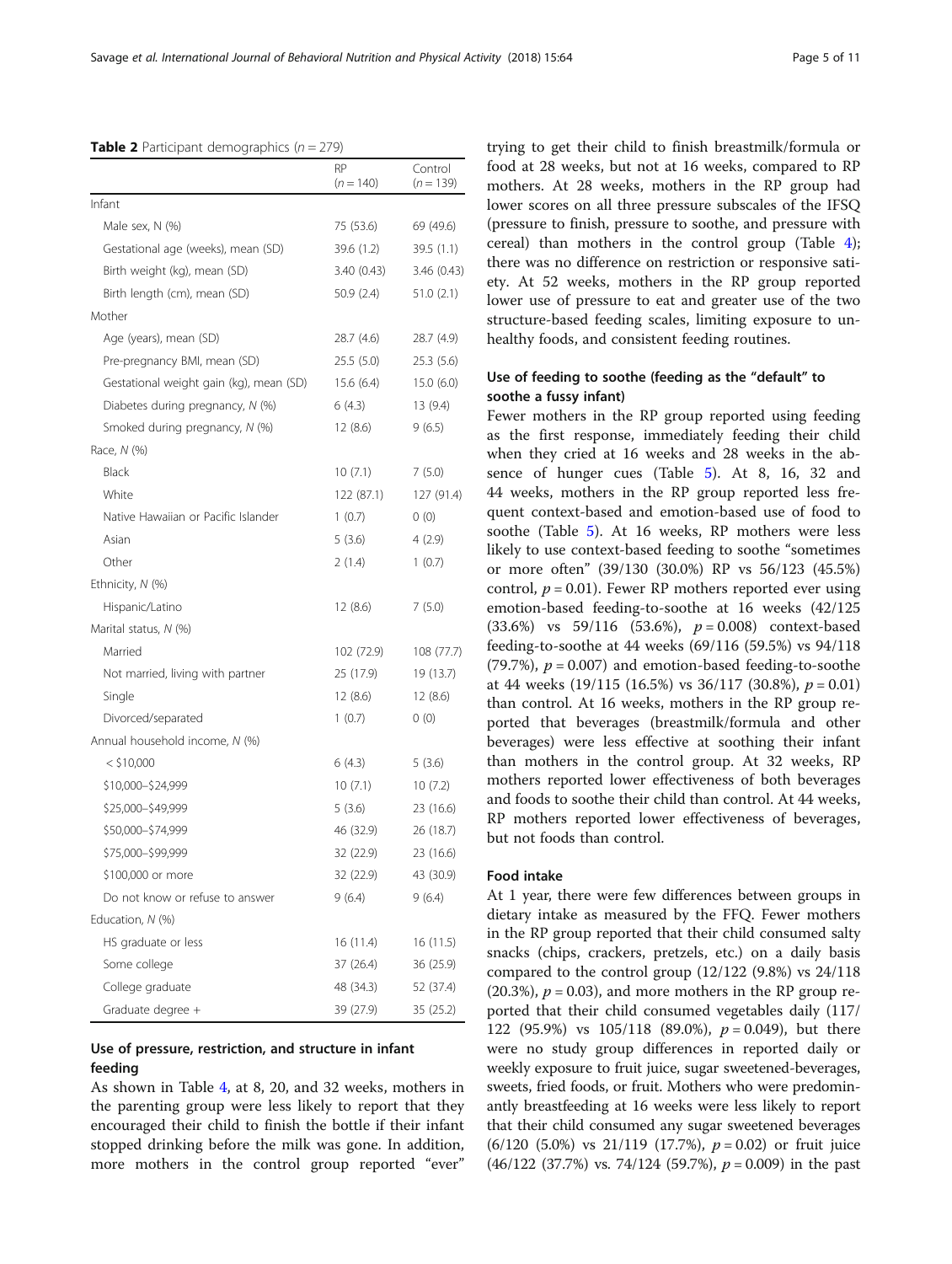**Table 2** Participant demographics ($n = 279$)

| | RP ($n = 140$) | Control ($n = 139$) |
|---|---|---|
| Infant | | |
| Male sex, N (%) | 75 (53.6) | 69 (49.6) |
| Gestational age (weeks), mean (SD) | 39.6 (1.2) | 39.5 (1.1) |
| Birth weight (kg), mean (SD) | 3.40 (0.43) | 3.46 (0.43) |
| Birth length (cm), mean (SD) | 50.9 (2.4) | 51.0 (2.1) |
| Mother | | |
| Age (years), mean (SD) | 28.7 (4.6) | 28.7 (4.9) |
| Pre-pregnancy BMI, mean (SD) | 25.5 (5.0) | 25.3 (5.6) |
| Gestational weight gain (kg), mean (SD) | 15.6 (6.4) | 15.0 (6.0) |
| Diabetes during pregnancy, N (%) | 6 (4.3) | 13 (9.4) |
| Smoked during pregnancy, N (%) | 12 (8.6) | 9 (6.5) |
| Race, N (%) | | |
| Black | 10 (7.1) | 7 (5.0) |
| White | 122 (87.1) | 127 (91.4) |
| Native Hawaiian or Pacific Islander | 1 (0.7) | 0 (0) |
| Asian | 5 (3.6) | 4 (2.9) |
| Other | 2 (1.4) | 1 (0.7) |
| Ethnicity, N (%) | | |
| Hispanic/Latino | 12 (8.6) | 7 (5.0) |
| Marital status, N (%) | | |
| Married | 102 (72.9) | 108 (77.7) |
| Not married, living with partner | 25 (17.9) | 19 (13.7) |
| Single | 12 (8.6) | 12 (8.6) |
| Divorced/separated | 1 (0.7) | 0 (0) |
| Annual household income, N (%) | | |
| < $10,000 | 6 (4.3) | 5 (3.6) |
| $10,000–$24,999 | 10 (7.1) | 10 (7.2) |
| $25,000–$49,999 | 5 (3.6) | 23 (16.6) |
| $50,000–$74,999 | 46 (32.9) | 26 (18.7) |
| $75,000–$99,999 | 32 (22.9) | 23 (16.6) |
| $100,000 or more | 32 (22.9) | 43 (30.9) |
| Do not know or refuse to answer | 9 (6.4) | 9 (6.4) |
| Education, N (%) | | |
| HS graduate or less | 16 (11.4) | 16 (11.5) |
| Some college | 37 (26.4) | 36 (25.9) |
| College graduate | 48 (34.3) | 52 (37.4) |
| Graduate degree + | 39 (27.9) | 35 (25.2) |

## Use of pressure, restriction, and structure in infant feeding

As shown in Table 4, at 8, 20, and 32 weeks, mothers in the parenting group were less likely to report that they encouraged their child to finish the bottle if their infant stopped drinking before the milk was gone. In addition, more mothers in the control group reported "ever" trying to get their child to finish breastmilk/formula or food at 28 weeks, but not at 16 weeks, compared to RP mothers. At 28 weeks, mothers in the RP group had lower scores on all three pressure subscales of the IFSQ (pressure to finish, pressure to soothe, and pressure with cereal) than mothers in the control group (Table 4); there was no difference on restriction or responsive satiety. At 52 weeks, mothers in the RP group reported lower use of pressure to eat and greater use of the two structure-based feeding scales, limiting exposure to unhealthy foods, and consistent feeding routines.

## Use of feeding to soothe (feeding as the "default" to soothe a fussy infant)

Fewer mothers in the RP group reported using feeding as the first response, immediately feeding their child when they cried at 16 weeks and 28 weeks in the absence of hunger cues (Table 5). At 8, 16, 32 and 44 weeks, mothers in the RP group reported less frequent context-based and emotion-based use of food to soothe (Table 5). At 16 weeks, RP mothers were less likely to use context-based feeding to soothe "sometimes or more often" (39/130 (30.0%) RP vs 56/123 (45.5%) control, $p = 0.01$). Fewer RP mothers reported ever using emotion-based feeding-to-soothe at 16 weeks (42/125 (33.6%) vs 59/116 (53.6%), $p = 0.008$) context-based feeding-to-soothe at 44 weeks (69/116 (59.5%) vs 94/118 (79.7%), $p = 0.007$) and emotion-based feeding-to-soothe at 44 weeks (19/115 (16.5%) vs 36/117 (30.8%), $p = 0.01$) than control. At 16 weeks, mothers in the RP group reported that beverages (breastmilk/formula and other beverages) were less effective at soothing their infant than mothers in the control group. At 32 weeks, RP mothers reported lower effectiveness of both beverages and foods to soothe their child than control. At 44 weeks, RP mothers reported lower effectiveness of beverages, but not foods than control.

## Food intake

At 1 year, there were few differences between groups in dietary intake as measured by the FFQ. Fewer mothers in the RP group reported that their child consumed salty snacks (chips, crackers, pretzels, etc.) on a daily basis compared to the control group (12/122 (9.8%) vs 24/118 (20.3%), $p = 0.03$), and more mothers in the RP group reported that their child consumed vegetables daily (117/122 (95.9%) vs 105/118 (89.0%), $p = 0.049$), but there were no study group differences in reported daily or weekly exposure to fruit juice, sugar sweetened-beverages, sweets, fried foods, or fruit. Mothers who were predominantly breastfeeding at 16 weeks were less likely to report that their child consumed any sugar sweetened beverages (6/120 (5.0%) vs 21/119 (17.7%), $p = 0.02$) or fruit juice (46/122 (37.7%) vs. 74/124 (59.7%), $p = 0.009$) in the past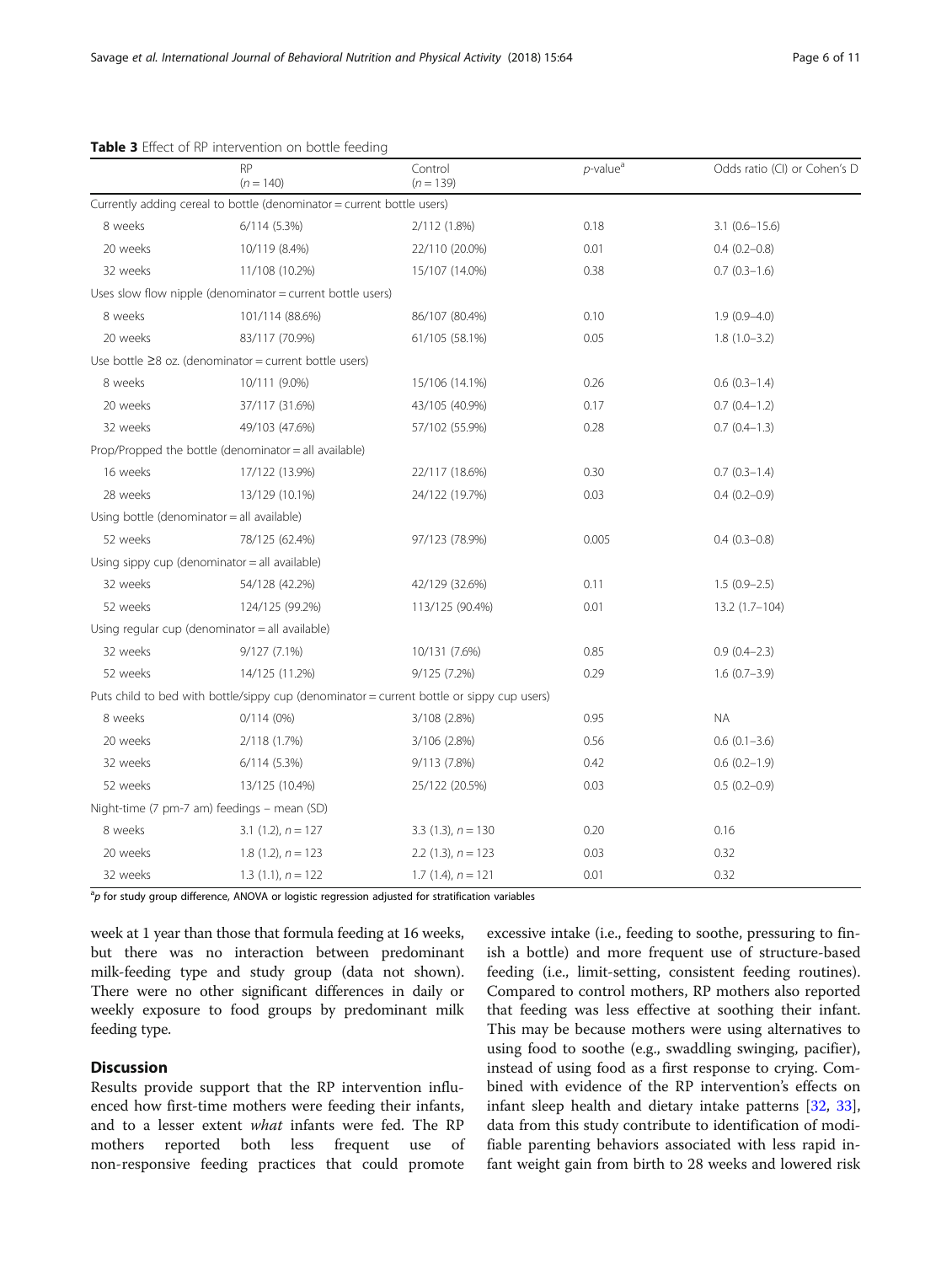**Table 3** Effect of RP intervention on bottle feeding

| | RP ($n = 140$) | Control ($n = 139$) | $p$-value[a] | Odds ratio (CI) or Cohen's D |
|---|---|---|---|---|
| Currently adding cereal to bottle (denominator = current bottle users) | | | | |
| 8 weeks | 6/114 (5.3%) | 2/112 (1.8%) | 0.18 | 3.1 (0.6–15.6) |
| 20 weeks | 10/119 (8.4%) | 22/110 (20.0%) | 0.01 | 0.4 (0.2–0.8) |
| 32 weeks | 11/108 (10.2%) | 15/107 (14.0%) | 0.38 | 0.7 (0.3–1.6) |
| Uses slow flow nipple (denominator = current bottle users) | | | | |
| 8 weeks | 101/114 (88.6%) | 86/107 (80.4%) | 0.10 | 1.9 (0.9–4.0) |
| 20 weeks | 83/117 (70.9%) | 61/105 (58.1%) | 0.05 | 1.8 (1.0–3.2) |
| Use bottle ≥8 oz. (denominator = current bottle users) | | | | |
| 8 weeks | 10/111 (9.0%) | 15/106 (14.1%) | 0.26 | 0.6 (0.3–1.4) |
| 20 weeks | 37/117 (31.6%) | 43/105 (40.9%) | 0.17 | 0.7 (0.4–1.2) |
| 32 weeks | 49/103 (47.6%) | 57/102 (55.9%) | 0.28 | 0.7 (0.4–1.3) |
| Prop/Propped the bottle (denominator = all available) | | | | |
| 16 weeks | 17/122 (13.9%) | 22/117 (18.6%) | 0.30 | 0.7 (0.3–1.4) |
| 28 weeks | 13/129 (10.1%) | 24/122 (19.7%) | 0.03 | 0.4 (0.2–0.9) |
| Using bottle (denominator = all available) | | | | |
| 52 weeks | 78/125 (62.4%) | 97/123 (78.9%) | 0.005 | 0.4 (0.3–0.8) |
| Using sippy cup (denominator = all available) | | | | |
| 32 weeks | 54/128 (42.2%) | 42/129 (32.6%) | 0.11 | 1.5 (0.9–2.5) |
| 52 weeks | 124/125 (99.2%) | 113/125 (90.4%) | 0.01 | 13.2 (1.7–104) |
| Using regular cup (denominator = all available) | | | | |
| 32 weeks | 9/127 (7.1%) | 10/131 (7.6%) | 0.85 | 0.9 (0.4–2.3) |
| 52 weeks | 14/125 (11.2%) | 9/125 (7.2%) | 0.29 | 1.6 (0.7–3.9) |
| Puts child to bed with bottle/sippy cup (denominator = current bottle or sippy cup users) | | | | |
| 8 weeks | 0/114 (0%) | 3/108 (2.8%) | 0.95 | NA |
| 20 weeks | 2/118 (1.7%) | 3/106 (2.8%) | 0.56 | 0.6 (0.1–3.6) |
| 32 weeks | 6/114 (5.3%) | 9/113 (7.8%) | 0.42 | 0.6 (0.2–1.9) |
| 52 weeks | 13/125 (10.4%) | 25/122 (20.5%) | 0.03 | 0.5 (0.2–0.9) |
| Night-time (7 pm-7 am) feedings – mean (SD) | | | | |
| 8 weeks | 3.1 (1.2), $n = 127$ | 3.3 (1.3), $n = 130$ | 0.20 | 0.16 |
| 20 weeks | 1.8 (1.2), $n = 123$ | 2.2 (1.3), $n = 123$ | 0.03 | 0.32 |
| 32 weeks | 1.3 (1.1), $n = 122$ | 1.7 (1.4), $n = 121$ | 0.01 | 0.32 |

[a] $p$ for study group difference, ANOVA or logistic regression adjusted for stratification variables

week at 1 year than those that formula feeding at 16 weeks, but there was no interaction between predominant milk-feeding type and study group (data not shown). There were no other significant differences in daily or weekly exposure to food groups by predominant milk feeding type.

## Discussion

Results provide support that the RP intervention influenced how first-time mothers were feeding their infants, and to a lesser extent *what* infants were fed. The RP mothers reported both less frequent use of non-responsive feeding practices that could promote excessive intake (i.e., feeding to soothe, pressuring to finish a bottle) and more frequent use of structure-based feeding (i.e., limit-setting, consistent feeding routines). Compared to control mothers, RP mothers also reported that feeding was less effective at soothing their infant. This may be because mothers were using alternatives to using food to soothe (e.g., swaddling swinging, pacifier), instead of using food as a first response to crying. Combined with evidence of the RP intervention's effects on infant sleep health and dietary intake patterns [32, 33], data from this study contribute to identification of modifiable parenting behaviors associated with less rapid infant weight gain from birth to 28 weeks and lowered risk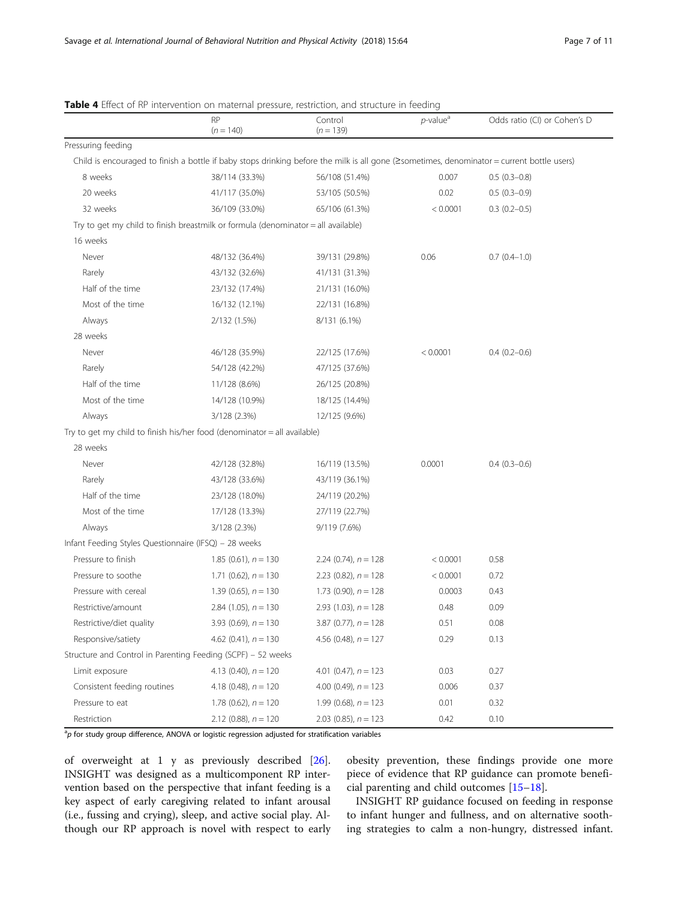**Table 4** Effect of RP intervention on maternal pressure, restriction, and structure in feeding

| | RP ($n = 140$) | Control ($n = 139$) | *p*-value[a] | Odds ratio (CI) or Cohen's D |
|---|---|---|---|---|
| Pressuring feeding | | | | |
| Child is encouraged to finish a bottle if baby stops drinking before the milk is all gone (≥sometimes, denominator = current bottle users) | | | | |
| 8 weeks | 38/114 (33.3%) | 56/108 (51.4%) | 0.007 | 0.5 (0.3–0.8) |
| 20 weeks | 41/117 (35.0%) | 53/105 (50.5%) | 0.02 | 0.5 (0.3–0.9) |
| 32 weeks | 36/109 (33.0%) | 65/106 (61.3%) | < 0.0001 | 0.3 (0.2–0.5) |
| Try to get my child to finish breastmilk or formula (denominator = all available) | | | | |
| 16 weeks | | | | |
| Never | 48/132 (36.4%) | 39/131 (29.8%) | 0.06 | 0.7 (0.4–1.0) |
| Rarely | 43/132 (32.6%) | 41/131 (31.3%) | | |
| Half of the time | 23/132 (17.4%) | 21/131 (16.0%) | | |
| Most of the time | 16/132 (12.1%) | 22/131 (16.8%) | | |
| Always | 2/132 (1.5%) | 8/131 (6.1%) | | |
| 28 weeks | | | | |
| Never | 46/128 (35.9%) | 22/125 (17.6%) | < 0.0001 | 0.4 (0.2–0.6) |
| Rarely | 54/128 (42.2%) | 47/125 (37.6%) | | |
| Half of the time | 11/128 (8.6%) | 26/125 (20.8%) | | |
| Most of the time | 14/128 (10.9%) | 18/125 (14.4%) | | |
| Always | 3/128 (2.3%) | 12/125 (9.6%) | | |
| Try to get my child to finish his/her food (denominator = all available) | | | | |
| 28 weeks | | | | |
| Never | 42/128 (32.8%) | 16/119 (13.5%) | 0.0001 | 0.4 (0.3–0.6) |
| Rarely | 43/128 (33.6%) | 43/119 (36.1%) | | |
| Half of the time | 23/128 (18.0%) | 24/119 (20.2%) | | |
| Most of the time | 17/128 (13.3%) | 27/119 (22.7%) | | |
| Always | 3/128 (2.3%) | 9/119 (7.6%) | | |
| Infant Feeding Styles Questionnaire (IFSQ) – 28 weeks | | | | |
| Pressure to finish | 1.85 (0.61), $n = 130$ | 2.24 (0.74), $n = 128$ | < 0.0001 | 0.58 |
| Pressure to soothe | 1.71 (0.62), $n = 130$ | 2.23 (0.82), $n = 128$ | < 0.0001 | 0.72 |
| Pressure with cereal | 1.39 (0.65), $n = 130$ | 1.73 (0.90), $n = 128$ | 0.0003 | 0.43 |
| Restrictive/amount | 2.84 (1.05), $n = 130$ | 2.93 (1.03), $n = 128$ | 0.48 | 0.09 |
| Restrictive/diet quality | 3.93 (0.69), $n = 130$ | 3.87 (0.77), $n = 128$ | 0.51 | 0.08 |
| Responsive/satiety | 4.62 (0.41), $n = 130$ | 4.56 (0.48), $n = 127$ | 0.29 | 0.13 |
| Structure and Control in Parenting Feeding (SCPF) – 52 weeks | | | | |
| Limit exposure | 4.13 (0.40), $n = 120$ | 4.01 (0.47), $n = 123$ | 0.03 | 0.27 |
| Consistent feeding routines | 4.18 (0.48), $n = 120$ | 4.00 (0.49), $n = 123$ | 0.006 | 0.37 |
| Pressure to eat | 1.78 (0.62), $n = 120$ | 1.99 (0.68), $n = 123$ | 0.01 | 0.32 |
| Restriction | 2.12 (0.88), $n = 120$ | 2.03 (0.85), $n = 123$ | 0.42 | 0.10 |

[a] *p* for study group difference, ANOVA or logistic regression adjusted for stratification variables

of overweight at 1 y as previously described [26]. INSIGHT was designed as a multicomponent RP intervention based on the perspective that infant feeding is a key aspect of early caregiving related to infant arousal (i.e., fussing and crying), sleep, and active social play. Although our RP approach is novel with respect to early obesity prevention, these findings provide one more piece of evidence that RP guidance can promote beneficial parenting and child outcomes [15–18].

INSIGHT RP guidance focused on feeding in response to infant hunger and fullness, and on alternative soothing strategies to calm a non-hungry, distressed infant.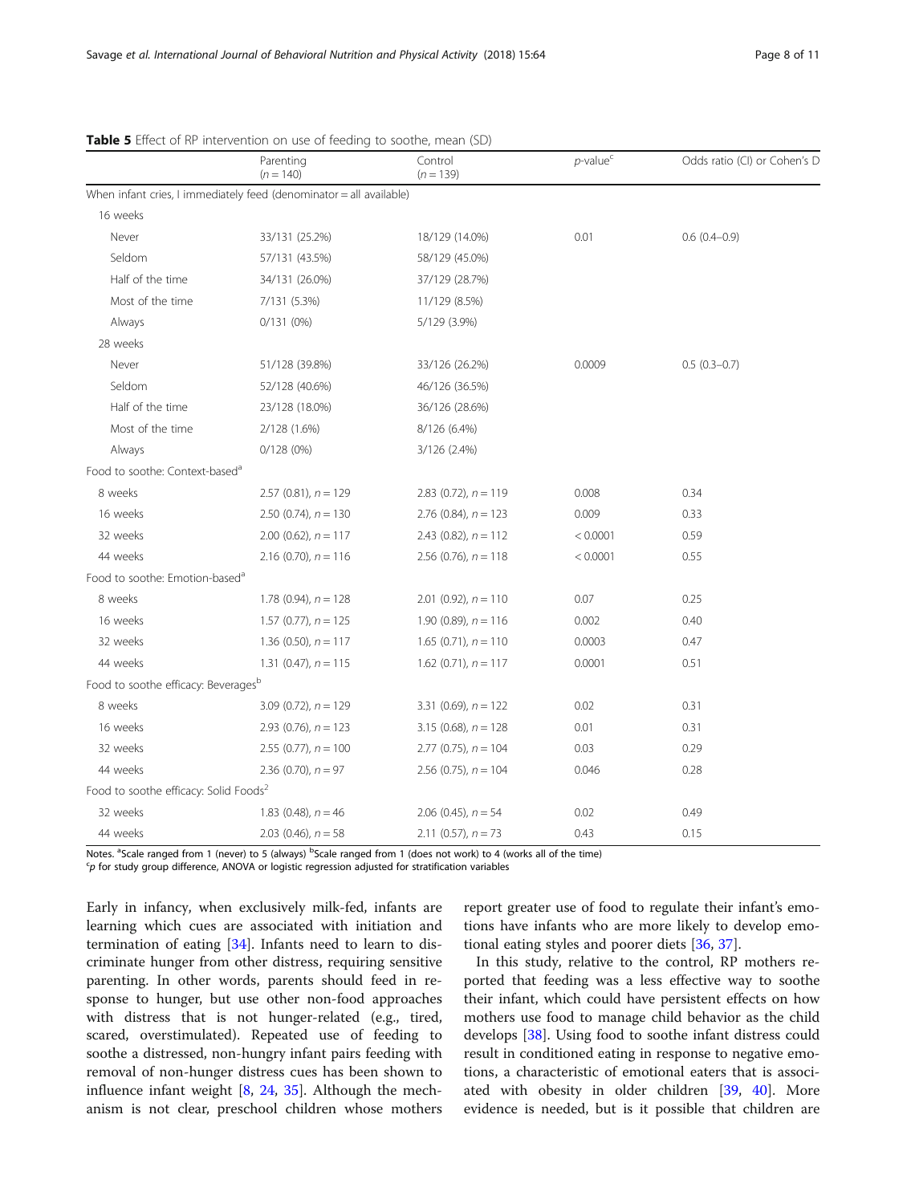**Table 5** Effect of RP intervention on use of feeding to soothe, mean (SD)

| | Parenting ($n = 140$) | Control ($n = 139$) | $p$-value[c] | Odds ratio (CI) or Cohen's D |
|---|---|---|---|---|
| When infant cries, I immediately feed (denominator = all available) | | | | |
| 16 weeks | | | | |
| Never | 33/131 (25.2%) | 18/129 (14.0%) | 0.01 | 0.6 (0.4–0.9) |
| Seldom | 57/131 (43.5%) | 58/129 (45.0%) | | |
| Half of the time | 34/131 (26.0%) | 37/129 (28.7%) | | |
| Most of the time | 7/131 (5.3%) | 11/129 (8.5%) | | |
| Always | 0/131 (0%) | 5/129 (3.9%) | | |
| 28 weeks | | | | |
| Never | 51/128 (39.8%) | 33/126 (26.2%) | 0.0009 | 0.5 (0.3–0.7) |
| Seldom | 52/128 (40.6%) | 46/126 (36.5%) | | |
| Half of the time | 23/128 (18.0%) | 36/126 (28.6%) | | |
| Most of the time | 2/128 (1.6%) | 8/126 (6.4%) | | |
| Always | 0/128 (0%) | 3/126 (2.4%) | | |
| Food to soothe: Context-based[a] | | | | |
| 8 weeks | 2.57 (0.81), $n = 129$ | 2.83 (0.72), $n = 119$ | 0.008 | 0.34 |
| 16 weeks | 2.50 (0.74), $n = 130$ | 2.76 (0.84), $n = 123$ | 0.009 | 0.33 |
| 32 weeks | 2.00 (0.62), $n = 117$ | 2.43 (0.82), $n = 112$ | < 0.0001 | 0.59 |
| 44 weeks | 2.16 (0.70), $n = 116$ | 2.56 (0.76), $n = 118$ | < 0.0001 | 0.55 |
| Food to soothe: Emotion-based[a] | | | | |
| 8 weeks | 1.78 (0.94), $n = 128$ | 2.01 (0.92), $n = 110$ | 0.07 | 0.25 |
| 16 weeks | 1.57 (0.77), $n = 125$ | 1.90 (0.89), $n = 116$ | 0.002 | 0.40 |
| 32 weeks | 1.36 (0.50), $n = 117$ | 1.65 (0.71), $n = 110$ | 0.0003 | 0.47 |
| 44 weeks | 1.31 (0.47), $n = 115$ | 1.62 (0.71), $n = 117$ | 0.0001 | 0.51 |
| Food to soothe efficacy: Beverages[b] | | | | |
| 8 weeks | 3.09 (0.72), $n = 129$ | 3.31 (0.69), $n = 122$ | 0.02 | 0.31 |
| 16 weeks | 2.93 (0.76), $n = 123$ | 3.15 (0.68), $n = 128$ | 0.01 | 0.31 |
| 32 weeks | 2.55 (0.77), $n = 100$ | 2.77 (0.75), $n = 104$ | 0.03 | 0.29 |
| 44 weeks | 2.36 (0.70), $n = 97$ | 2.56 (0.75), $n = 104$ | 0.046 | 0.28 |
| Food to soothe efficacy: Solid Foods[2] | | | | |
| 32 weeks | 1.83 (0.48), $n = 46$ | 2.06 (0.45), $n = 54$ | 0.02 | 0.49 |
| 44 weeks | 2.03 (0.46), $n = 58$ | 2.11 (0.57), $n = 73$ | 0.43 | 0.15 |

Notes. [a]Scale ranged from 1 (never) to 5 (always) [b]Scale ranged from 1 (does not work) to 4 (works all of the time)
[c]$p$ for study group difference, ANOVA or logistic regression adjusted for stratification variables

Early in infancy, when exclusively milk-fed, infants are learning which cues are associated with initiation and termination of eating [34]. Infants need to learn to discriminate hunger from other distress, requiring sensitive parenting. In other words, parents should feed in response to hunger, but use other non-food approaches with distress that is not hunger-related (e.g., tired, scared, overstimulated). Repeated use of feeding to soothe a distressed, non-hungry infant pairs feeding with removal of non-hunger distress cues has been shown to influence infant weight [8, 24, 35]. Although the mechanism is not clear, preschool children whose mothers report greater use of food to regulate their infant's emotions have infants who are more likely to develop emotional eating styles and poorer diets [36, 37].

In this study, relative to the control, RP mothers reported that feeding was a less effective way to soothe their infant, which could have persistent effects on how mothers use food to manage child behavior as the child develops [38]. Using food to soothe infant distress could result in conditioned eating in response to negative emotions, a characteristic of emotional eaters that is associated with obesity in older children [39, 40]. More evidence is needed, but is it possible that children are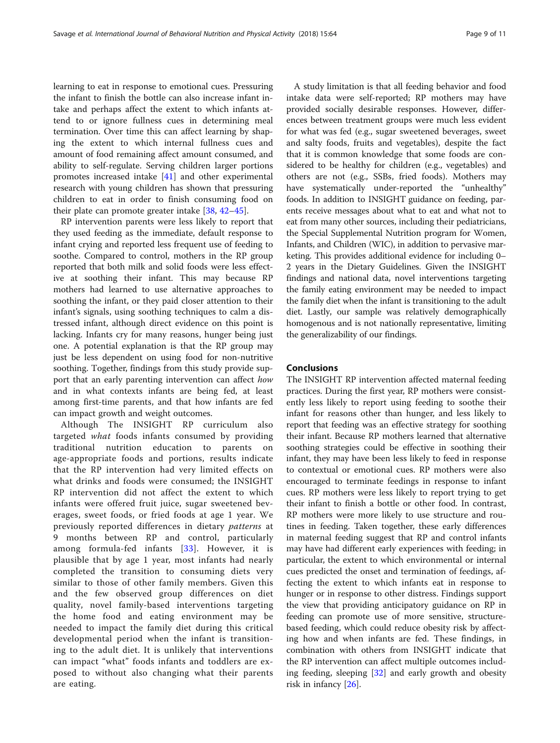learning to eat in response to emotional cues. Pressuring the infant to finish the bottle can also increase infant intake and perhaps affect the extent to which infants attend to or ignore fullness cues in determining meal termination. Over time this can affect learning by shaping the extent to which internal fullness cues and amount of food remaining affect amount consumed, and ability to self-regulate. Serving children larger portions promotes increased intake [41] and other experimental research with young children has shown that pressuring children to eat in order to finish consuming food on their plate can promote greater intake [38, 42–45].

RP intervention parents were less likely to report that they used feeding as the immediate, default response to infant crying and reported less frequent use of feeding to soothe. Compared to control, mothers in the RP group reported that both milk and solid foods were less effective at soothing their infant. This may because RP mothers had learned to use alternative approaches to soothing the infant, or they paid closer attention to their infant's signals, using soothing techniques to calm a distressed infant, although direct evidence on this point is lacking. Infants cry for many reasons, hunger being just one. A potential explanation is that the RP group may just be less dependent on using food for non-nutritive soothing. Together, findings from this study provide support that an early parenting intervention can affect *how* and in what contexts infants are being fed, at least among first-time parents, and that how infants are fed can impact growth and weight outcomes.

Although The INSIGHT RP curriculum also targeted *what* foods infants consumed by providing traditional nutrition education to parents on age-appropriate foods and portions, results indicate that the RP intervention had very limited effects on what drinks and foods were consumed; the INSIGHT RP intervention did not affect the extent to which infants were offered fruit juice, sugar sweetened beverages, sweet foods, or fried foods at age 1 year. We previously reported differences in dietary *patterns* at 9 months between RP and control, particularly among formula-fed infants [33]. However, it is plausible that by age 1 year, most infants had nearly completed the transition to consuming diets very similar to those of other family members. Given this and the few observed group differences on diet quality, novel family-based interventions targeting the home food and eating environment may be needed to impact the family diet during this critical developmental period when the infant is transitioning to the adult diet. It is unlikely that interventions can impact "what" foods infants and toddlers are exposed to without also changing what their parents are eating.

A study limitation is that all feeding behavior and food intake data were self-reported; RP mothers may have provided socially desirable responses. However, differences between treatment groups were much less evident for what was fed (e.g., sugar sweetened beverages, sweet and salty foods, fruits and vegetables), despite the fact that it is common knowledge that some foods are considered to be healthy for children (e.g., vegetables) and others are not (e.g., SSBs, fried foods). Mothers may have systematically under-reported the "unhealthy" foods. In addition to INSIGHT guidance on feeding, parents receive messages about what to eat and what not to eat from many other sources, including their pediatricians, the Special Supplemental Nutrition program for Women, Infants, and Children (WIC), in addition to pervasive marketing. This provides additional evidence for including 0–2 years in the Dietary Guidelines. Given the INSIGHT findings and national data, novel interventions targeting the family eating environment may be needed to impact the family diet when the infant is transitioning to the adult diet. Lastly, our sample was relatively demographically homogenous and is not nationally representative, limiting the generalizability of our findings.

## Conclusions

The INSIGHT RP intervention affected maternal feeding practices. During the first year, RP mothers were consistently less likely to report using feeding to soothe their infant for reasons other than hunger, and less likely to report that feeding was an effective strategy for soothing their infant. Because RP mothers learned that alternative soothing strategies could be effective in soothing their infant, they may have been less likely to feed in response to contextual or emotional cues. RP mothers were also encouraged to terminate feedings in response to infant cues. RP mothers were less likely to report trying to get their infant to finish a bottle or other food. In contrast, RP mothers were more likely to use structure and routines in feeding. Taken together, these early differences in maternal feeding suggest that RP and control infants may have had different early experiences with feeding; in particular, the extent to which environmental or internal cues predicted the onset and termination of feedings, affecting the extent to which infants eat in response to hunger or in response to other distress. Findings support the view that providing anticipatory guidance on RP in feeding can promote use of more sensitive, structure-based feeding, which could reduce obesity risk by affecting how and when infants are fed. These findings, in combination with others from INSIGHT indicate that the RP intervention can affect multiple outcomes including feeding, sleeping [32] and early growth and obesity risk in infancy [26].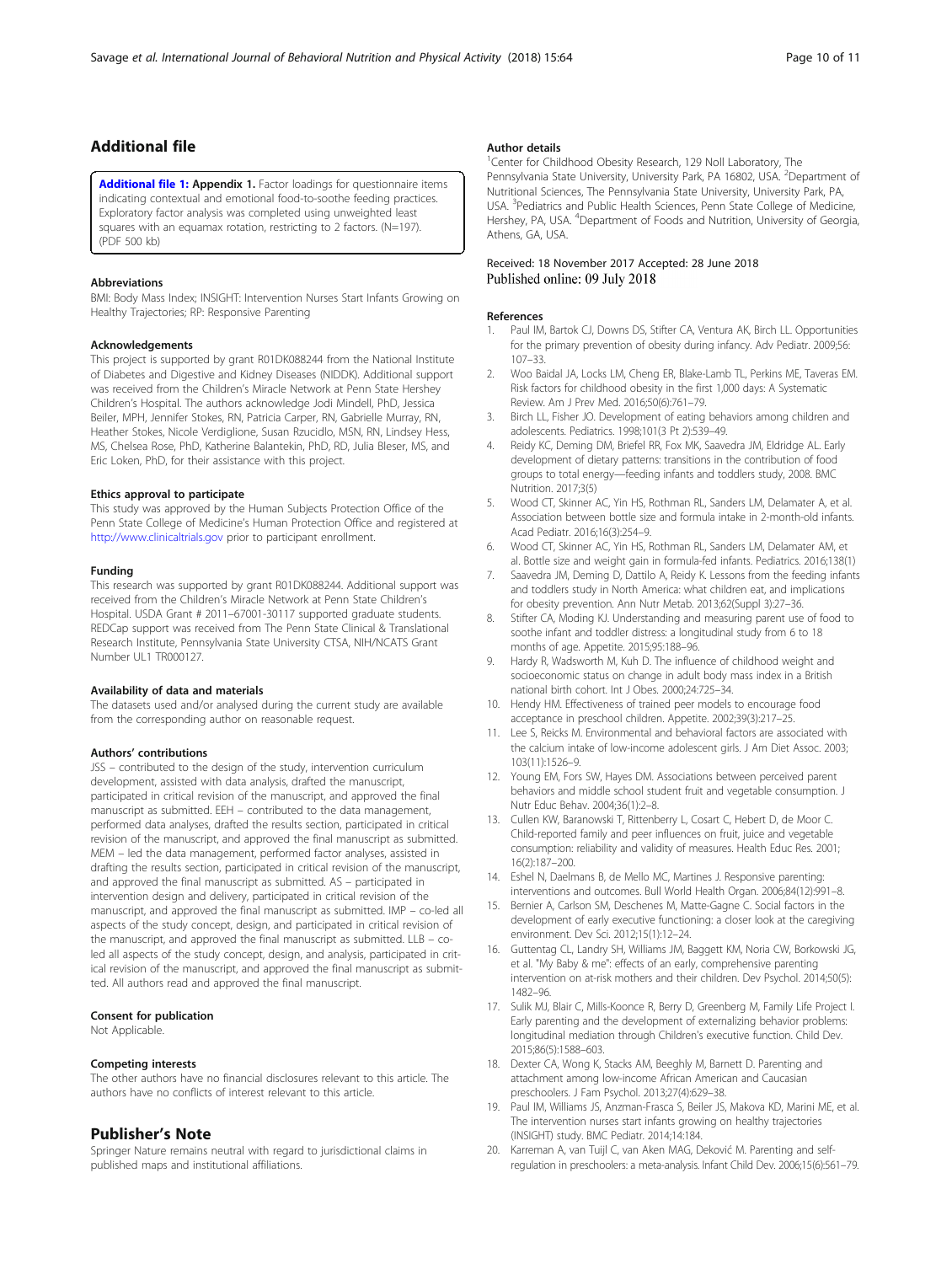## Additional file

**Additional file 1:** **Appendix 1.** Factor loadings for questionnaire items indicating contextual and emotional food-to-soothe feeding practices. Exploratory factor analysis was completed using unweighted least squares with an equamax rotation, restricting to 2 factors. (N=197). (PDF 500 kb)

### Abbreviations

BMI: Body Mass Index; INSIGHT: Intervention Nurses Start Infants Growing on Healthy Trajectories; RP: Responsive Parenting

### Acknowledgements

This project is supported by grant R01DK088244 from the National Institute of Diabetes and Digestive and Kidney Diseases (NIDDK). Additional support was received from the Children's Miracle Network at Penn State Hershey Children's Hospital. The authors acknowledge Jodi Mindell, PhD, Jessica Beiler, MPH, Jennifer Stokes, RN, Patricia Carper, RN, Gabrielle Murray, RN, Heather Stokes, Nicole Verdiglione, Susan Rzucidlo, MSN, RN, Lindsey Hess, MS, Chelsea Rose, PhD, Katherine Balantekin, PhD, RD, Julia Bleser, MS, and Eric Loken, PhD, for their assistance with this project.

### Ethics approval to participate

This study was approved by the Human Subjects Protection Office of the Penn State College of Medicine's Human Protection Office and registered at http://www.clinicaltrials.gov prior to participant enrollment.

### Funding

This research was supported by grant R01DK088244. Additional support was received from the Children's Miracle Network at Penn State Children's Hospital. USDA Grant # 2011–67001-30117 supported graduate students. REDCap support was received from The Penn State Clinical & Translational Research Institute, Pennsylvania State University CTSA, NIH/NCATS Grant Number UL1 TR000127.

### Availability of data and materials

The datasets used and/or analysed during the current study are available from the corresponding author on reasonable request.

### Authors' contributions

JSS – contributed to the design of the study, intervention curriculum development, assisted with data analysis, drafted the manuscript, participated in critical revision of the manuscript, and approved the final manuscript as submitted. EEH – contributed to the data management, performed data analyses, drafted the results section, participated in critical revision of the manuscript, and approved the final manuscript as submitted. MEM – led the data management, performed factor analyses, assisted in drafting the results section, participated in critical revision of the manuscript, and approved the final manuscript as submitted. AS – participated in intervention design and delivery, participated in critical revision of the manuscript, and approved the final manuscript as submitted. IMP – co-led all aspects of the study concept, design, and participated in critical revision of the manuscript, and approved the final manuscript as submitted. LLB – co-led all aspects of the study concept, design, and analysis, participated in critical revision of the manuscript, and approved the final manuscript as submitted. All authors read and approved the final manuscript.

### Consent for publication

Not Applicable.

### Competing interests

The other authors have no financial disclosures relevant to this article. The authors have no conflicts of interest relevant to this article.

## Publisher's Note

Springer Nature remains neutral with regard to jurisdictional claims in published maps and institutional affiliations.

### Author details

[1]Center for Childhood Obesity Research, 129 Noll Laboratory, The Pennsylvania State University, University Park, PA 16802, USA. [2]Department of Nutritional Sciences, The Pennsylvania State University, University Park, PA, USA. [3]Pediatrics and Public Health Sciences, Penn State College of Medicine, Hershey, PA, USA. [4]Department of Foods and Nutrition, University of Georgia, Athens, GA, USA.

Received: 18 November 2017 Accepted: 28 June 2018
Published online: 09 July 2018

### References

1. Paul IM, Bartok CJ, Downs DS, Stifter CA, Ventura AK, Birch LL. Opportunities for the primary prevention of obesity during infancy. Adv Pediatr. 2009;56:107–33.
2. Woo Baidal JA, Locks LM, Cheng ER, Blake-Lamb TL, Perkins ME, Taveras EM. Risk factors for childhood obesity in the first 1,000 days: A Systematic Review. Am J Prev Med. 2016;50(6):761–79.
3. Birch LL, Fisher JO. Development of eating behaviors among children and adolescents. Pediatrics. 1998;101(3 Pt 2):539–49.
4. Reidy KC, Deming DM, Briefel RR, Fox MK, Saavedra JM, Eldridge AL. Early development of dietary patterns: transitions in the contribution of food groups to total energy—feeding infants and toddlers study, 2008. BMC Nutrition. 2017;3(5)
5. Wood CT, Skinner AC, Yin HS, Rothman RL, Sanders LM, Delamater A, et al. Association between bottle size and formula intake in 2-month-old infants. Acad Pediatr. 2016;16(3):254–9.
6. Wood CT, Skinner AC, Yin HS, Rothman RL, Sanders LM, Delamater AM, et al. Bottle size and weight gain in formula-fed infants. Pediatrics. 2016;138(1)
7. Saavedra JM, Deming D, Dattilo A, Reidy K. Lessons from the feeding infants and toddlers study in North America: what children eat, and implications for obesity prevention. Ann Nutr Metab. 2013;62(Suppl 3):27–36.
8. Stifter CA, Moding KJ. Understanding and measuring parent use of food to soothe infant and toddler distress: a longitudinal study from 6 to 18 months of age. Appetite. 2015;95:188–96.
9. Hardy R, Wadsworth M, Kuh D. The influence of childhood weight and socioeconomic status on change in adult body mass index in a British national birth cohort. Int J Obes. 2000;24:725–34.
10. Hendy HM. Effectiveness of trained peer models to encourage food acceptance in preschool children. Appetite. 2002;39(3):217–25.
11. Lee S, Reicks M. Environmental and behavioral factors are associated with the calcium intake of low-income adolescent girls. J Am Diet Assoc. 2003;103(11):1526–9.
12. Young EM, Fors SW, Hayes DM. Associations between perceived parent behaviors and middle school student fruit and vegetable consumption. J Nutr Educ Behav. 2004;36(1):2–8.
13. Cullen KW, Baranowski T, Rittenberry L, Cosart C, Hebert D, de Moor C. Child-reported family and peer influences on fruit, juice and vegetable consumption: reliability and validity of measures. Health Educ Res. 2001;16(2):187–200.
14. Eshel N, Daelmans B, de Mello MC, Martines J. Responsive parenting: interventions and outcomes. Bull World Health Organ. 2006;84(12):991–8.
15. Bernier A, Carlson SM, Deschenes M, Matte-Gagne C. Social factors in the development of early executive functioning: a closer look at the caregiving environment. Dev Sci. 2012;15(1):12–24.
16. Guttentag CL, Landry SH, Williams JM, Baggett KM, Noria CW, Borkowski JG, et al. "My Baby & me": effects of an early, comprehensive parenting intervention on at-risk mothers and their children. Dev Psychol. 2014;50(5):1482–96.
17. Sulik MJ, Blair C, Mills-Koonce R, Berry D, Greenberg M, Family Life Project I. Early parenting and the development of externalizing behavior problems: longitudinal mediation through Children's executive function. Child Dev. 2015;86(5):1588–603.
18. Dexter CA, Wong K, Stacks AM, Beeghly M, Barnett D. Parenting and attachment among low-income African American and Caucasian preschoolers. J Fam Psychol. 2013;27(4):629–38.
19. Paul IM, Williams JS, Anzman-Frasca S, Beiler JS, Makova KD, Marini ME, et al. The intervention nurses start infants growing on healthy trajectories (INSIGHT) study. BMC Pediatr. 2014;14:184.
20. Karreman A, van Tuijl C, van Aken MAG, Deković M. Parenting and self-regulation in preschoolers: a meta-analysis. Infant Child Dev. 2006;15(6):561–79.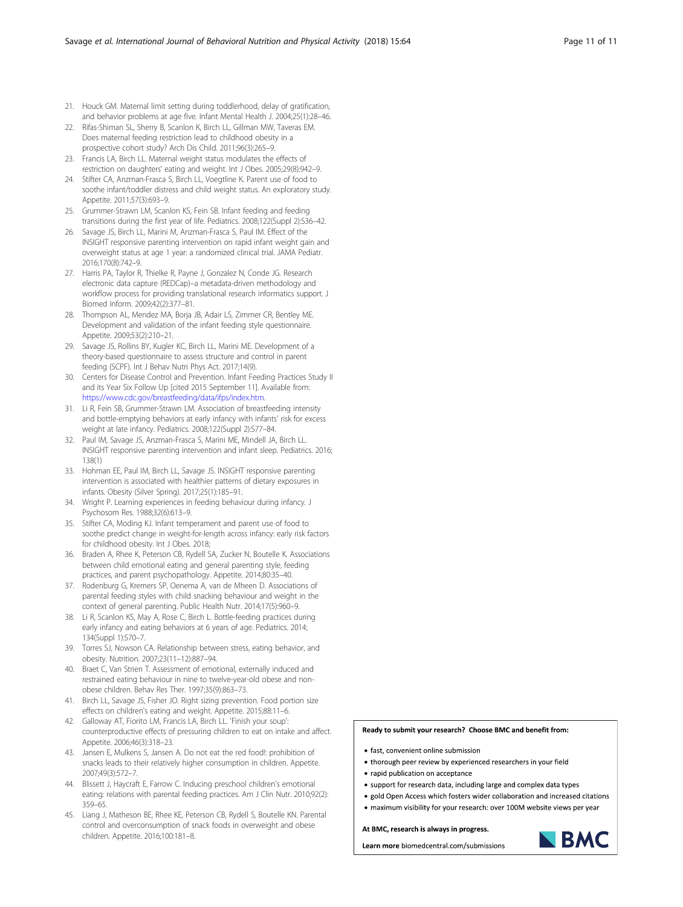21. Houck GM. Maternal limit setting during toddlerhood, delay of gratification, and behavior problems at age five. Infant Mental Health J. 2004;25(1):28–46.
22. Rifas-Shiman SL, Sherry B, Scanlon K, Birch LL, Gillman MW, Taveras EM. Does maternal feeding restriction lead to childhood obesity in a prospective cohort study? Arch Dis Child. 2011;96(3):265–9.
23. Francis LA, Birch LL. Maternal weight status modulates the effects of restriction on daughters' eating and weight. Int J Obes. 2005;29(8):942–9.
24. Stifter CA, Anzman-Frasca S, Birch LL, Voegtline K. Parent use of food to soothe infant/toddler distress and child weight status. An exploratory study. Appetite. 2011;57(3):693–9.
25. Grummer-Strawn LM, Scanlon KS, Fein SB. Infant feeding and feeding transitions during the first year of life. Pediatrics. 2008;122(Suppl 2):S36–42.
26. Savage JS, Birch LL, Marini M, Anzman-Frasca S, Paul IM. Effect of the INSIGHT responsive parenting intervention on rapid infant weight gain and overweight status at age 1 year: a randomized clinical trial. JAMA Pediatr. 2016;170(8):742–9.
27. Harris PA, Taylor R, Thielke R, Payne J, Gonzalez N, Conde JG. Research electronic data capture (REDCap)–a metadata-driven methodology and workflow process for providing translational research informatics support. J Biomed Inform. 2009;42(2):377–81.
28. Thompson AL, Mendez MA, Borja JB, Adair LS, Zimmer CR, Bentley ME. Development and validation of the infant feeding style questionnaire. Appetite. 2009;53(2):210–21.
29. Savage JS, Rollins BY, Kugler KC, Birch LL, Marini ME. Development of a theory-based questionnaire to assess structure and control in parent feeding (SCPF). Int J Behav Nutri Phys Act. 2017;14(9).
30. Centers for Disease Control and Prevention. Infant Feeding Practices Study II and its Year Six Follow Up [cited 2015 September 11]. Available from: https://www.cdc.gov/breastfeeding/data/ifps/index.htm.
31. Li R, Fein SB, Grummer-Strawn LM. Association of breastfeeding intensity and bottle-emptying behaviors at early infancy with infants' risk for excess weight at late infancy. Pediatrics. 2008;122(Suppl 2):S77–84.
32. Paul IM, Savage JS, Anzman-Frasca S, Marini ME, Mindell JA, Birch LL. INSIGHT responsive parenting intervention and infant sleep. Pediatrics. 2016; 138(1)
33. Hohman EE, Paul IM, Birch LL, Savage JS. INSIGHT responsive parenting intervention is associated with healthier patterns of dietary exposures in infants. Obesity (Silver Spring). 2017;25(1):185–91.
34. Wright P. Learning experiences in feeding behaviour during infancy. J Psychosom Res. 1988;32(6):613–9.
35. Stifter CA, Moding KJ. Infant temperament and parent use of food to soothe predict change in weight-for-length across infancy: early risk factors for childhood obesity. Int J Obes. 2018;
36. Braden A, Rhee K, Peterson CB, Rydell SA, Zucker N, Boutelle K. Associations between child emotional eating and general parenting style, feeding practices, and parent psychopathology. Appetite. 2014;80:35–40.
37. Rodenburg G, Kremers SP, Oenema A, van de Mheen D. Associations of parental feeding styles with child snacking behaviour and weight in the context of general parenting. Public Health Nutr. 2014;17(5):960–9.
38. Li R, Scanlon KS, May A, Rose C, Birch L. Bottle-feeding practices during early infancy and eating behaviors at 6 years of age. Pediatrics. 2014; 134(Suppl 1):S70–7.
39. Torres SJ, Nowson CA. Relationship between stress, eating behavior, and obesity. Nutrition. 2007;23(11–12):887–94.
40. Braet C, Van Strien T. Assessment of emotional, externally induced and restrained eating behaviour in nine to twelve-year-old obese and non-obese children. Behav Res Ther. 1997;35(9):863–73.
41. Birch LL, Savage JS, Fisher JO. Right sizing prevention. Food portion size effects on children's eating and weight. Appetite. 2015;88:11–6.
42. Galloway AT, Fiorito LM, Francis LA, Birch LL. 'Finish your soup': counterproductive effects of pressuring children to eat on intake and affect. Appetite. 2006;46(3):318–23.
43. Jansen E, Mulkens S, Jansen A. Do not eat the red food!: prohibition of snacks leads to their relatively higher consumption in children. Appetite. 2007;49(3):572–7.
44. Blissett J, Haycraft E, Farrow C. Inducing preschool children's emotional eating: relations with parental feeding practices. Am J Clin Nutr. 2010;92(2): 359–65.
45. Liang J, Matheson BE, Rhee KE, Peterson CB, Rydell S, Boutelle KN. Parental control and overconsumption of snack foods in overweight and obese children. Appetite. 2016;100:181–8.

**Ready to submit your research? Choose BMC and benefit from:**

- fast, convenient online submission
- thorough peer review by experienced researchers in your field
- rapid publication on acceptance
- support for research data, including large and complex data types
- gold Open Access which fosters wider collaboration and increased citations
- maximum visibility for your research: over 100M website views per year

**At BMC, research is always in progress.**

**Learn more** biomedcentral.com/submissions

BMC